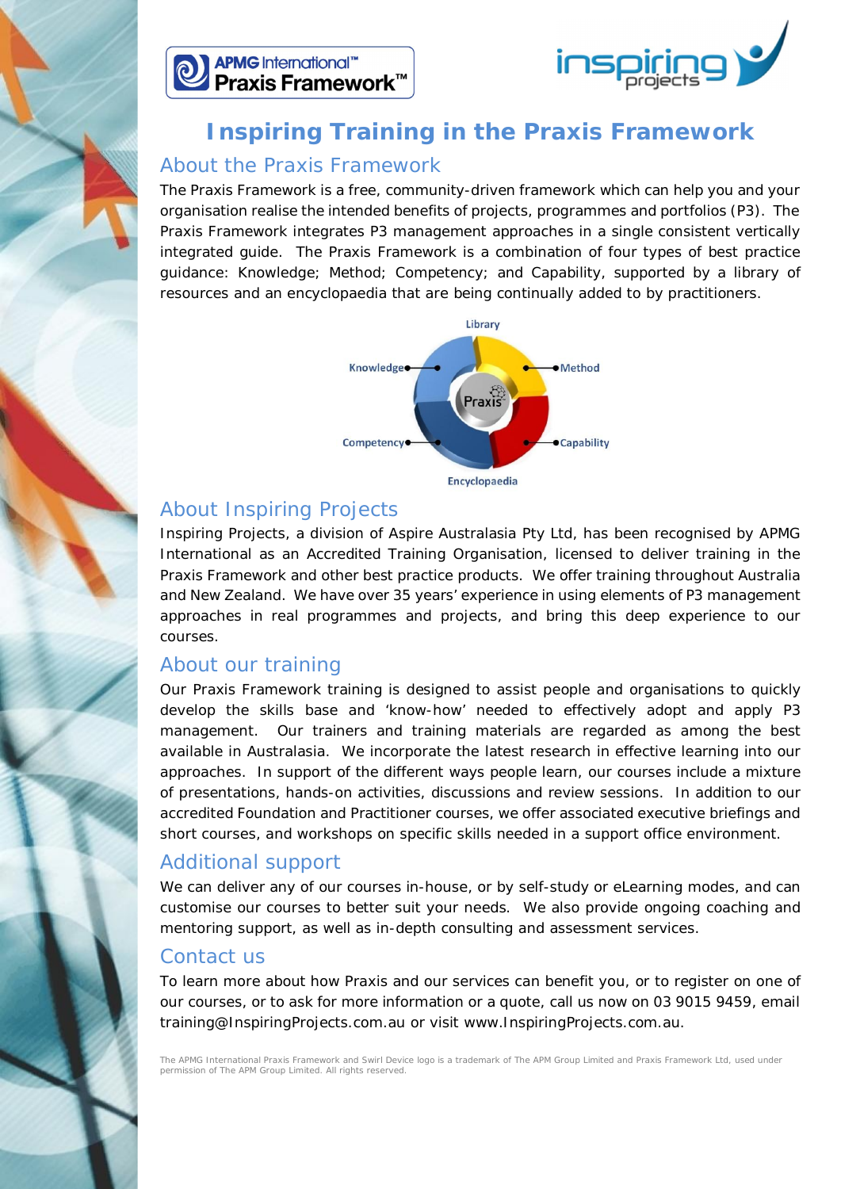# Inspiring Training in the Praxis Framework

## About the Praxis Framework

The Praxis Framework is a free, community-driven framework which can help you and your organisation realise the intended benefits of projects, programmes and portfolios (P3). The Praxis Framework integrates P3 management approaches in a single consistent vertically integrated guide. The Praxis Framework is a combination of four types of best practice guidance: Knowledge; Method; Competency; and Capability, supported by a library of resources and an encyclopaedia that are being continually added to by practitioners.

Library

Knowledge — Method

Praxis

Competency — Capability

Encyclopaedia

## About Inspiring Projects

Inspiring Projects, a division of Aspire Australasia Pty Ltd, has been recognised by APMG International as an Accredited Training Organisation, licensed to deliver training in the Praxis Framework and other best practice products. We offer training throughout Australia and New Zealand. We have over 35 years' experience in using elements of P3 management approaches in real programmes and projects, and bring this deep experience to our courses.

## About our training

Our Praxis Framework training is designed to assist people and organisations to quickly develop the skills base and 'know-how' needed to effectively adopt and apply P3 management. Our trainers and training materials are regarded as among the best available in Australasia. We incorporate the latest research in effective learning into our approaches. In support of the different ways people learn, our courses include a mixture of presentations, hands-on activities, discussions and review sessions. In addition to our accredited Foundation and Practitioner courses, we offer associated executive briefings and short courses, and workshops on specific skills needed in a support office environment.

## Additional support

We can deliver any of our courses in-house, or by self-study or eLearning modes, and can customise our courses to better suit your needs. We also provide ongoing coaching and mentoring support, as well as in-depth consulting and assessment services.

## Contact us

To learn more about how Praxis and our services can benefit you, or to register on one of our courses, or to ask for more information or a quote, call us now on 03 9015 9459, email training@InspiringProjects.com.au or visit www.InspiringProjects.com.au.

The APMG International Praxis Framework and Swirl Device logo is a trademark of The APM Group Limited and Praxis Framework Ltd, used under permission of The APM Group Limited. All rights reserved.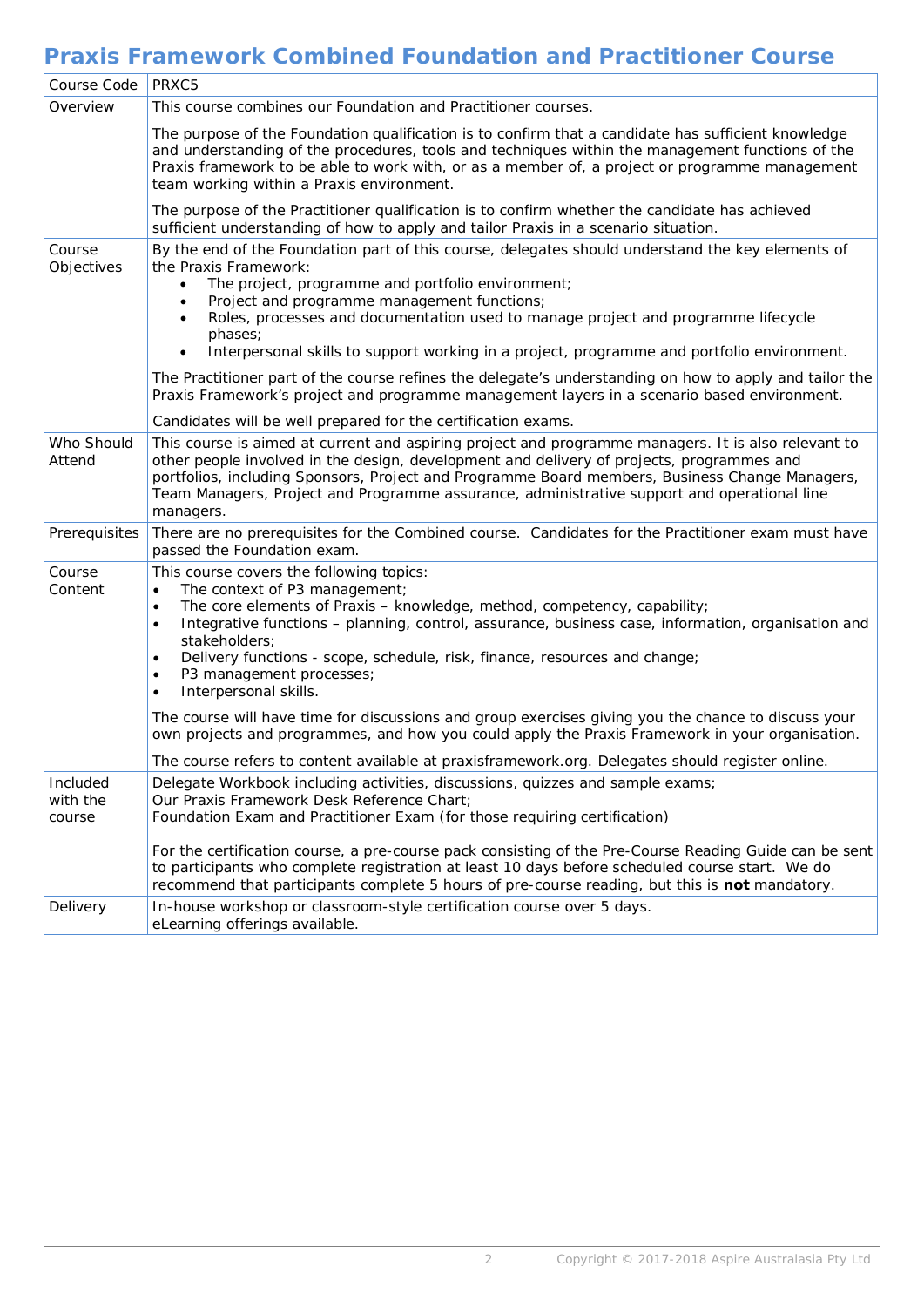# Praxis Framework Combined Foundation and Practitioner Course

| Course Code | PRXC5 |
|---|---|
| Overview | This course combines our Foundation and Practitioner courses.<br><br>The purpose of the Foundation qualification is to confirm that a candidate has sufficient knowledge and understanding of the procedures, tools and techniques within the management functions of the Praxis framework to be able to work with, or as a member of, a project or programme management team working within a Praxis environment.<br><br>The purpose of the Practitioner qualification is to confirm whether the candidate has achieved sufficient understanding of how to apply and tailor Praxis in a scenario situation. |
| Course Objectives | By the end of the Foundation part of this course, delegates should understand the key elements of the Praxis Framework:<br>• The project, programme and portfolio environment;<br>• Project and programme management functions;<br>• Roles, processes and documentation used to manage project and programme lifecycle phases;<br>• Interpersonal skills to support working in a project, programme and portfolio environment.<br><br>The Practitioner part of the course refines the delegate's understanding on how to apply and tailor the Praxis Framework's project and programme management layers in a scenario based environment.<br><br>Candidates will be well prepared for the certification exams. |
| Who Should Attend | This course is aimed at current and aspiring project and programme managers. It is also relevant to other people involved in the design, development and delivery of projects, programmes and portfolios, including Sponsors, Project and Programme Board members, Business Change Managers, Team Managers, Project and Programme assurance, administrative support and operational line managers. |
| Prerequisites | There are no prerequisites for the Combined course. Candidates for the Practitioner exam must have passed the Foundation exam. |
| Course Content | This course covers the following topics:<br>• The context of P3 management;<br>• The core elements of Praxis – knowledge, method, competency, capability;<br>• Integrative functions – planning, control, assurance, business case, information, organisation and stakeholders;<br>• Delivery functions - scope, schedule, risk, finance, resources and change;<br>• P3 management processes;<br>• Interpersonal skills.<br><br>The course will have time for discussions and group exercises giving you the chance to discuss your own projects and programmes, and how you could apply the Praxis Framework in your organisation.<br><br>The course refers to content available at praxisframework.org. Delegates should register online. |
| Included with the course | Delegate Workbook including activities, discussions, quizzes and sample exams;<br>Our Praxis Framework Desk Reference Chart;<br>Foundation Exam and Practitioner Exam (for those requiring certification)<br><br>For the certification course, a pre-course pack consisting of the Pre-Course Reading Guide can be sent to participants who complete registration at least 10 days before scheduled course start. We do recommend that participants complete 5 hours of pre-course reading, but this is **not** mandatory. |
| Delivery | In-house workshop or classroom-style certification course over 5 days.<br>eLearning offerings available. |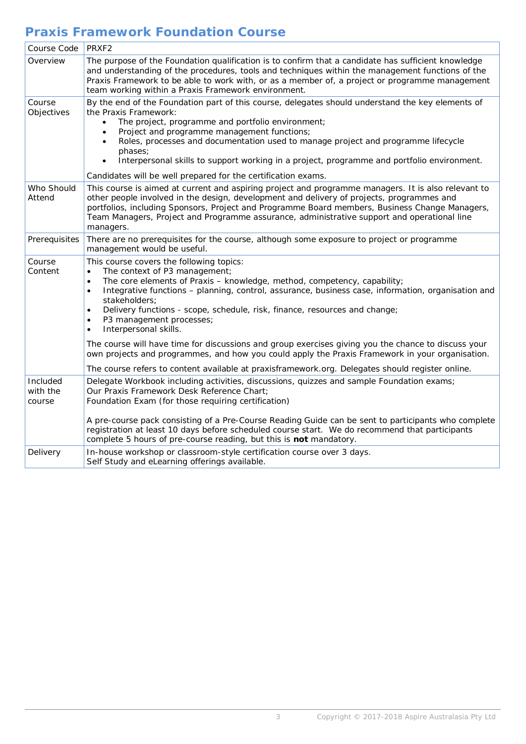# Praxis Framework Foundation Course

| Course Code | PRXF2 |
|---|---|
| Overview | The purpose of the Foundation qualification is to confirm that a candidate has sufficient knowledge and understanding of the procedures, tools and techniques within the management functions of the Praxis Framework to be able to work with, or as a member of, a project or programme management team working within a Praxis Framework environment. |
| Course Objectives | By the end of the Foundation part of this course, delegates should understand the key elements of the Praxis Framework:<br>• The project, programme and portfolio environment;<br>• Project and programme management functions;<br>• Roles, processes and documentation used to manage project and programme lifecycle phases;<br>• Interpersonal skills to support working in a project, programme and portfolio environment.<br><br>Candidates will be well prepared for the certification exams. |
| Who Should Attend | This course is aimed at current and aspiring project and programme managers. It is also relevant to other people involved in the design, development and delivery of projects, programmes and portfolios, including Sponsors, Project and Programme Board members, Business Change Managers, Team Managers, Project and Programme assurance, administrative support and operational line managers. |
| Prerequisites | There are no prerequisites for the course, although some exposure to project or programme management would be useful. |
| Course Content | This course covers the following topics:<br>• The context of P3 management;<br>• The core elements of Praxis – knowledge, method, competency, capability;<br>• Integrative functions – planning, control, assurance, business case, information, organisation and stakeholders;<br>• Delivery functions - scope, schedule, risk, finance, resources and change;<br>• P3 management processes;<br>• Interpersonal skills.<br><br>The course will have time for discussions and group exercises giving you the chance to discuss your own projects and programmes, and how you could apply the Praxis Framework in your organisation.<br><br>The course refers to content available at praxisframework.org. Delegates should register online. |
| Included with the course | Delegate Workbook including activities, discussions, quizzes and sample Foundation exams;<br>Our Praxis Framework Desk Reference Chart;<br>Foundation Exam (for those requiring certification)<br><br>A pre-course pack consisting of a Pre-Course Reading Guide can be sent to participants who complete registration at least 10 days before scheduled course start. We do recommend that participants complete 5 hours of pre-course reading, but this is **not** mandatory. |
| Delivery | In-house workshop or classroom-style certification course over 3 days.<br>Self Study and eLearning offerings available. |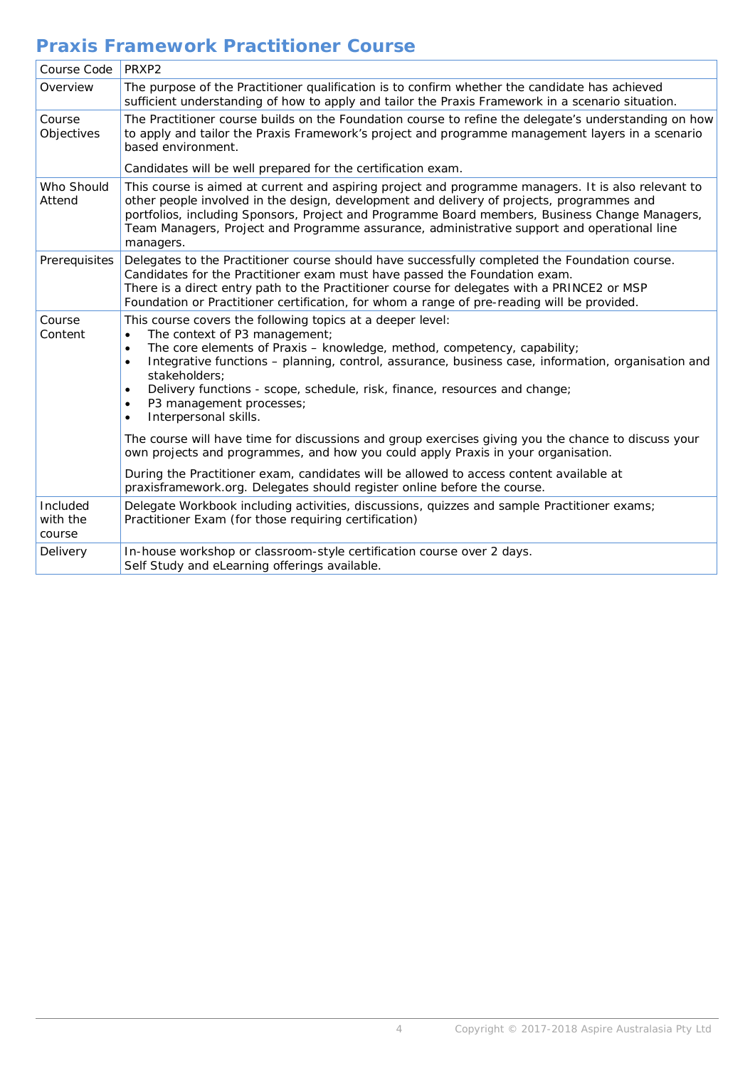# Praxis Framework Practitioner Course

| | |
|---|---|
| Course Code | PRXP2 |
| Overview | The purpose of the Practitioner qualification is to confirm whether the candidate has achieved sufficient understanding of how to apply and tailor the Praxis Framework in a scenario situation. |
| Course Objectives | The Practitioner course builds on the Foundation course to refine the delegate's understanding on how to apply and tailor the Praxis Framework's project and programme management layers in a scenario based environment.<br><br>Candidates will be well prepared for the certification exam. |
| Who Should Attend | This course is aimed at current and aspiring project and programme managers. It is also relevant to other people involved in the design, development and delivery of projects, programmes and portfolios, including Sponsors, Project and Programme Board members, Business Change Managers, Team Managers, Project and Programme assurance, administrative support and operational line managers. |
| Prerequisites | Delegates to the Practitioner course should have successfully completed the Foundation course. Candidates for the Practitioner exam must have passed the Foundation exam.<br>There is a direct entry path to the Practitioner course for delegates with a PRINCE2 or MSP Foundation or Practitioner certification, for whom a range of pre-reading will be provided. |
| Course Content | This course covers the following topics at a deeper level:<br>• The context of P3 management;<br>• The core elements of Praxis – knowledge, method, competency, capability;<br>• Integrative functions – planning, control, assurance, business case, information, organisation and stakeholders;<br>• Delivery functions - scope, schedule, risk, finance, resources and change;<br>• P3 management processes;<br>• Interpersonal skills.<br><br>The course will have time for discussions and group exercises giving you the chance to discuss your own projects and programmes, and how you could apply Praxis in your organisation.<br><br>During the Practitioner exam, candidates will be allowed to access content available at praxisframework.org. Delegates should register online before the course. |
| Included with the course | Delegate Workbook including activities, discussions, quizzes and sample Practitioner exams; Practitioner Exam (for those requiring certification) |
| Delivery | In-house workshop or classroom-style certification course over 2 days.<br>Self Study and eLearning offerings available. |

Copyright © 2017-2018 Aspire Australasia Pty Ltd